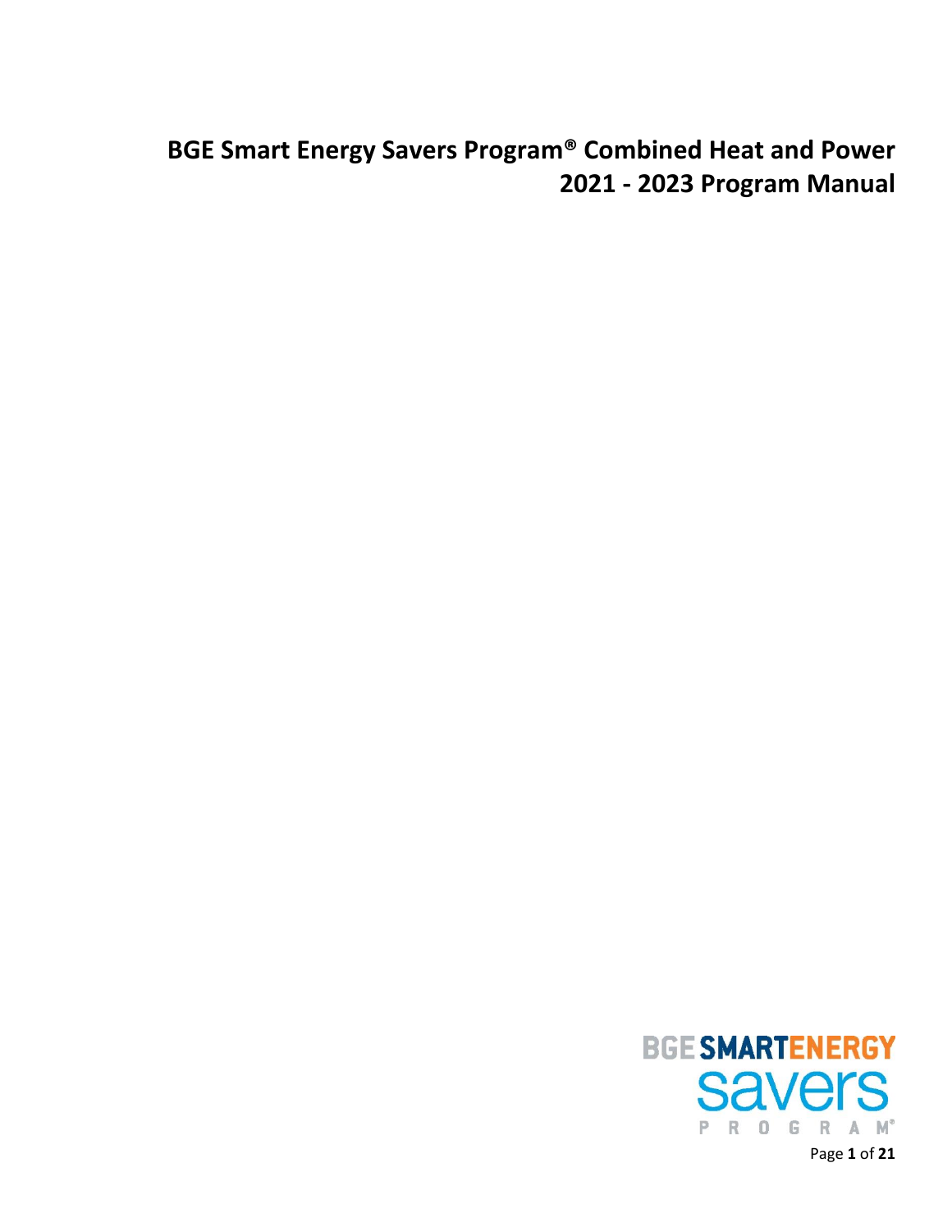# BGE Smart Energy Savers Program® Combined Heat and Power 2021 - 2023 Program Manual

BGE SMARTENERGY savers PROGRAM®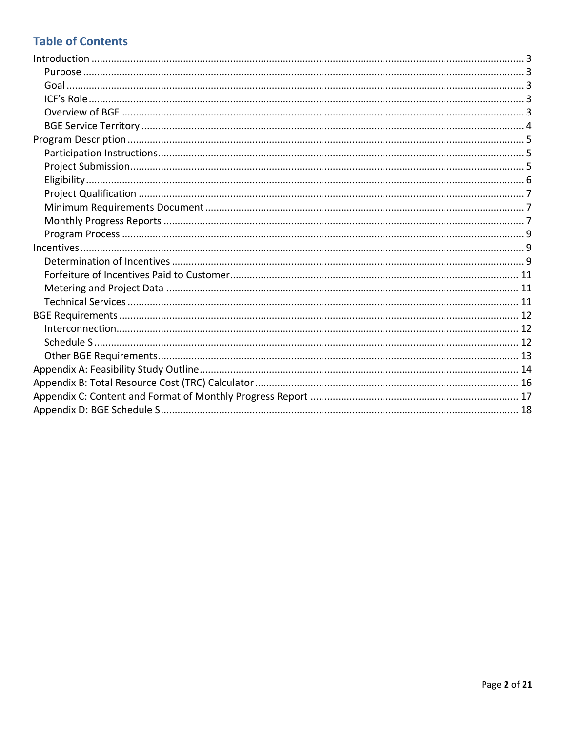## Table of Contents

- Introduction ..... 3
  - Purpose ..... 3
  - Goal ..... 3
  - ICF's Role ..... 3
  - Overview of BGE ..... 3
  - BGE Service Territory ..... 4
- Program Description ..... 5
  - Participation Instructions ..... 5
  - Project Submission ..... 5
  - Eligibility ..... 6
  - Project Qualification ..... 7
  - Minimum Requirements Document ..... 7
  - Monthly Progress Reports ..... 7
  - Program Process ..... 9
- Incentives ..... 9
  - Determination of Incentives ..... 9
  - Forfeiture of Incentives Paid to Customer ..... 11
  - Metering and Project Data ..... 11
  - Technical Services ..... 11
- BGE Requirements ..... 12
  - Interconnection ..... 12
  - Schedule S ..... 12
  - Other BGE Requirements ..... 13
- Appendix A: Feasibility Study Outline ..... 14
- Appendix B: Total Resource Cost (TRC) Calculator ..... 16
- Appendix C: Content and Format of Monthly Progress Report ..... 17
- Appendix D: BGE Schedule S ..... 18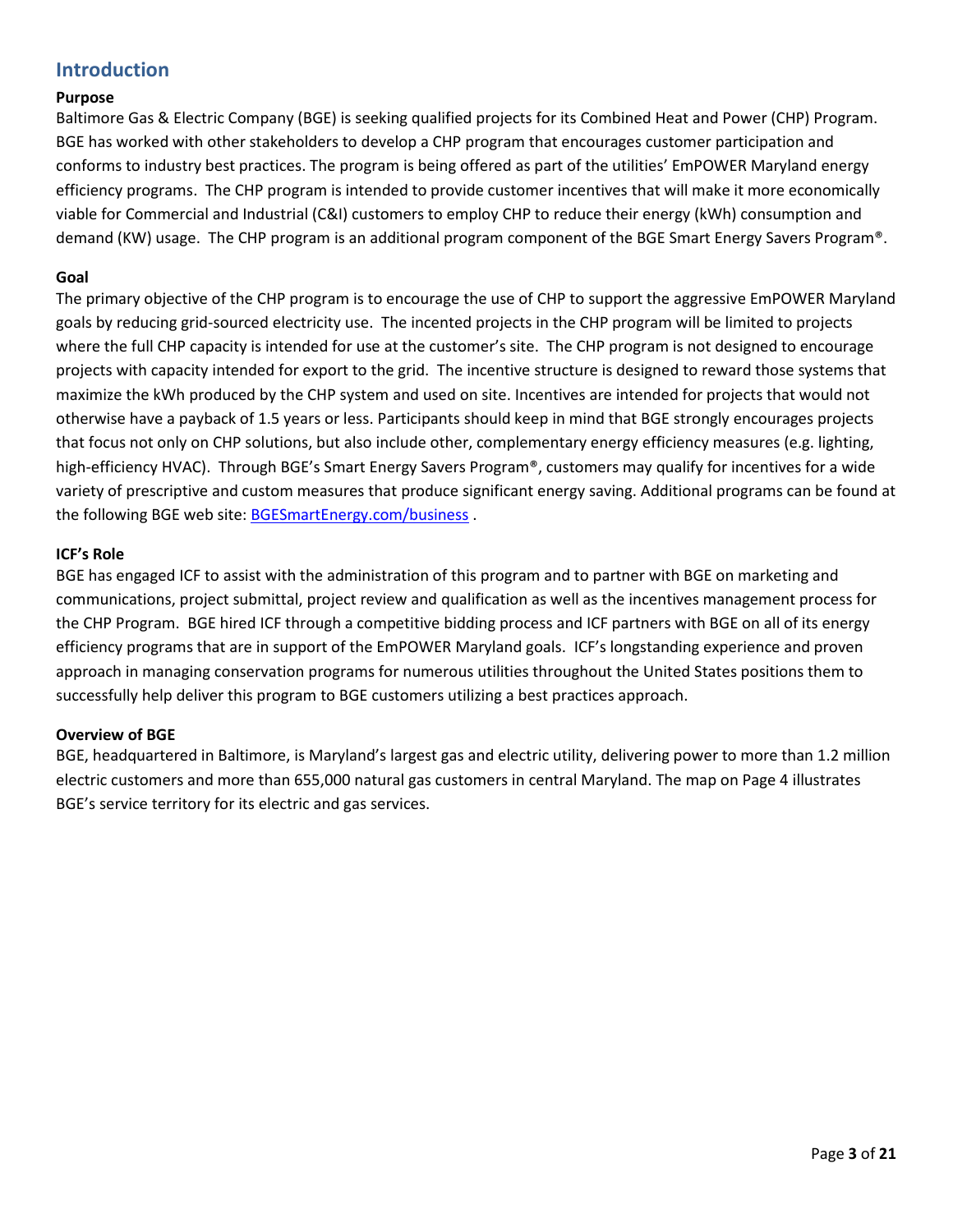## Introduction

**Purpose**

Baltimore Gas & Electric Company (BGE) is seeking qualified projects for its Combined Heat and Power (CHP) Program. BGE has worked with other stakeholders to develop a CHP program that encourages customer participation and conforms to industry best practices. The program is being offered as part of the utilities' EmPOWER Maryland energy efficiency programs. The CHP program is intended to provide customer incentives that will make it more economically viable for Commercial and Industrial (C&I) customers to employ CHP to reduce their energy (kWh) consumption and demand (KW) usage. The CHP program is an additional program component of the BGE Smart Energy Savers Program®.

**Goal**

The primary objective of the CHP program is to encourage the use of CHP to support the aggressive EmPOWER Maryland goals by reducing grid-sourced electricity use. The incented projects in the CHP program will be limited to projects where the full CHP capacity is intended for use at the customer's site. The CHP program is not designed to encourage projects with capacity intended for export to the grid. The incentive structure is designed to reward those systems that maximize the kWh produced by the CHP system and used on site. Incentives are intended for projects that would not otherwise have a payback of 1.5 years or less. Participants should keep in mind that BGE strongly encourages projects that focus not only on CHP solutions, but also include other, complementary energy efficiency measures (e.g. lighting, high-efficiency HVAC). Through BGE's Smart Energy Savers Program®, customers may qualify for incentives for a wide variety of prescriptive and custom measures that produce significant energy saving. Additional programs can be found at the following BGE web site: BGESmartEnergy.com/business .

**ICF's Role**

BGE has engaged ICF to assist with the administration of this program and to partner with BGE on marketing and communications, project submittal, project review and qualification as well as the incentives management process for the CHP Program. BGE hired ICF through a competitive bidding process and ICF partners with BGE on all of its energy efficiency programs that are in support of the EmPOWER Maryland goals. ICF's longstanding experience and proven approach in managing conservation programs for numerous utilities throughout the United States positions them to successfully help deliver this program to BGE customers utilizing a best practices approach.

**Overview of BGE**

BGE, headquartered in Baltimore, is Maryland's largest gas and electric utility, delivering power to more than 1.2 million electric customers and more than 655,000 natural gas customers in central Maryland. The map on Page 4 illustrates BGE's service territory for its electric and gas services.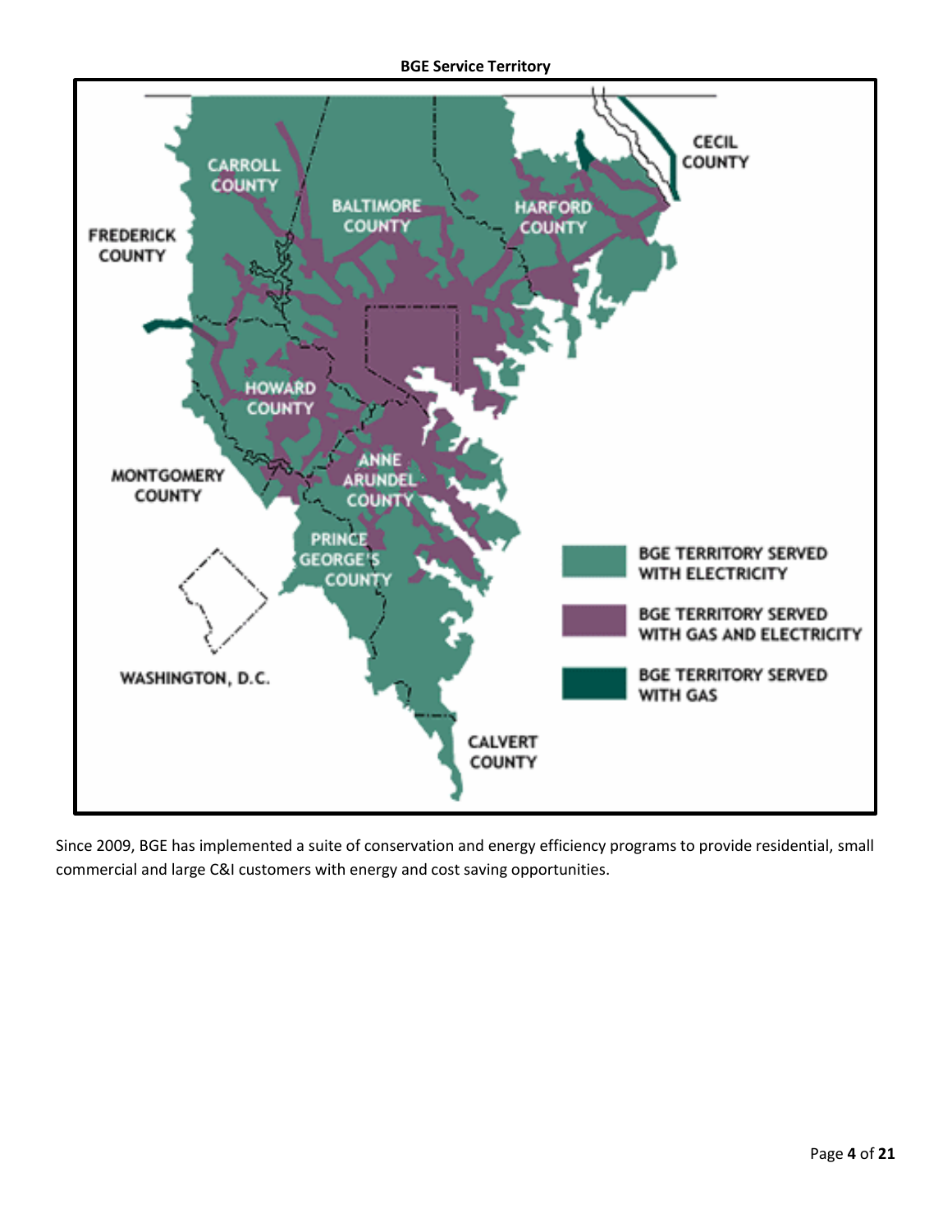**BGE Service Territory**

Since 2009, BGE has implemented a suite of conservation and energy efficiency programs to provide residential, small commercial and large C&I customers with energy and cost saving opportunities.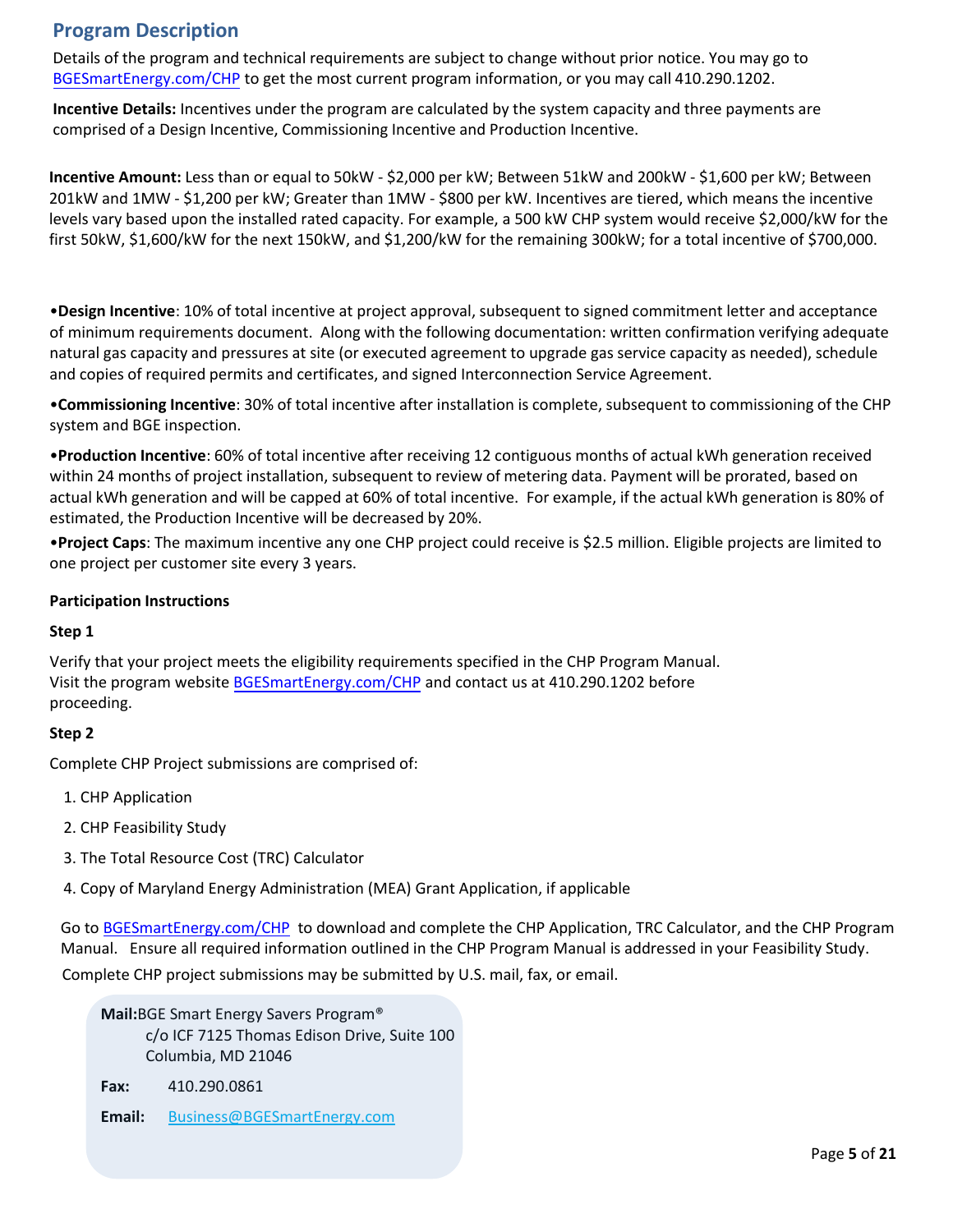## Program Description

Details of the program and technical requirements are subject to change without prior notice. You may go to [BGESmartEnergy.com/CHP](BGESmartEnergy.com/CHP) to get the most current program information, or you may call 410.290.1202.

**Incentive Details:** Incentives under the program are calculated by the system capacity and three payments are comprised of a Design Incentive, Commissioning Incentive and Production Incentive.

**Incentive Amount:** Less than or equal to 50kW - $2,000 per kW; Between 51kW and 200kW - $1,600 per kW; Between 201kW and 1MW - $1,200 per kW; Greater than 1MW - $800 per kW. Incentives are tiered, which means the incentive levels vary based upon the installed rated capacity. For example, a 500 kW CHP system would receive $2,000/kW for the first 50kW, $1,600/kW for the next 150kW, and $1,200/kW for the remaining 300kW; for a total incentive of $700,000.

- **Design Incentive**: 10% of total incentive at project approval, subsequent to signed commitment letter and acceptance of minimum requirements document. Along with the following documentation: written confirmation verifying adequate natural gas capacity and pressures at site (or executed agreement to upgrade gas service capacity as needed), schedule and copies of required permits and certificates, and signed Interconnection Service Agreement.
- **Commissioning Incentive**: 30% of total incentive after installation is complete, subsequent to commissioning of the CHP system and BGE inspection.
- **Production Incentive**: 60% of total incentive after receiving 12 contiguous months of actual kWh generation received within 24 months of project installation, subsequent to review of metering data. Payment will be prorated, based on actual kWh generation and will be capped at 60% of total incentive. For example, if the actual kWh generation is 80% of estimated, the Production Incentive will be decreased by 20%.
- **Project Caps**: The maximum incentive any one CHP project could receive is $2.5 million. Eligible projects are limited to one project per customer site every 3 years.

**Participation Instructions**

**Step 1**

Verify that your project meets the eligibility requirements specified in the CHP Program Manual.
Visit the program website [BGESmartEnergy.com/CHP](BGESmartEnergy.com/CHP) and contact us at 410.290.1202 before proceeding.

**Step 2**

Complete CHP Project submissions are comprised of:

1. CHP Application
2. CHP Feasibility Study
3. The Total Resource Cost (TRC) Calculator
4. Copy of Maryland Energy Administration (MEA) Grant Application, if applicable

Go to [BGESmartEnergy.com/CHP](BGESmartEnergy.com/CHP) to download and complete the CHP Application, TRC Calculator, and the CHP Program Manual. Ensure all required information outlined in the CHP Program Manual is addressed in your Feasibility Study.

Complete CHP project submissions may be submitted by U.S. mail, fax, or email.

**Mail:** BGE Smart Energy Savers Program®
c/o ICF 7125 Thomas Edison Drive, Suite 100
Columbia, MD 21046

**Fax:** 410.290.0861

**Email:** [Business@BGESmartEnergy.com](mailto:Business@BGESmartEnergy.com)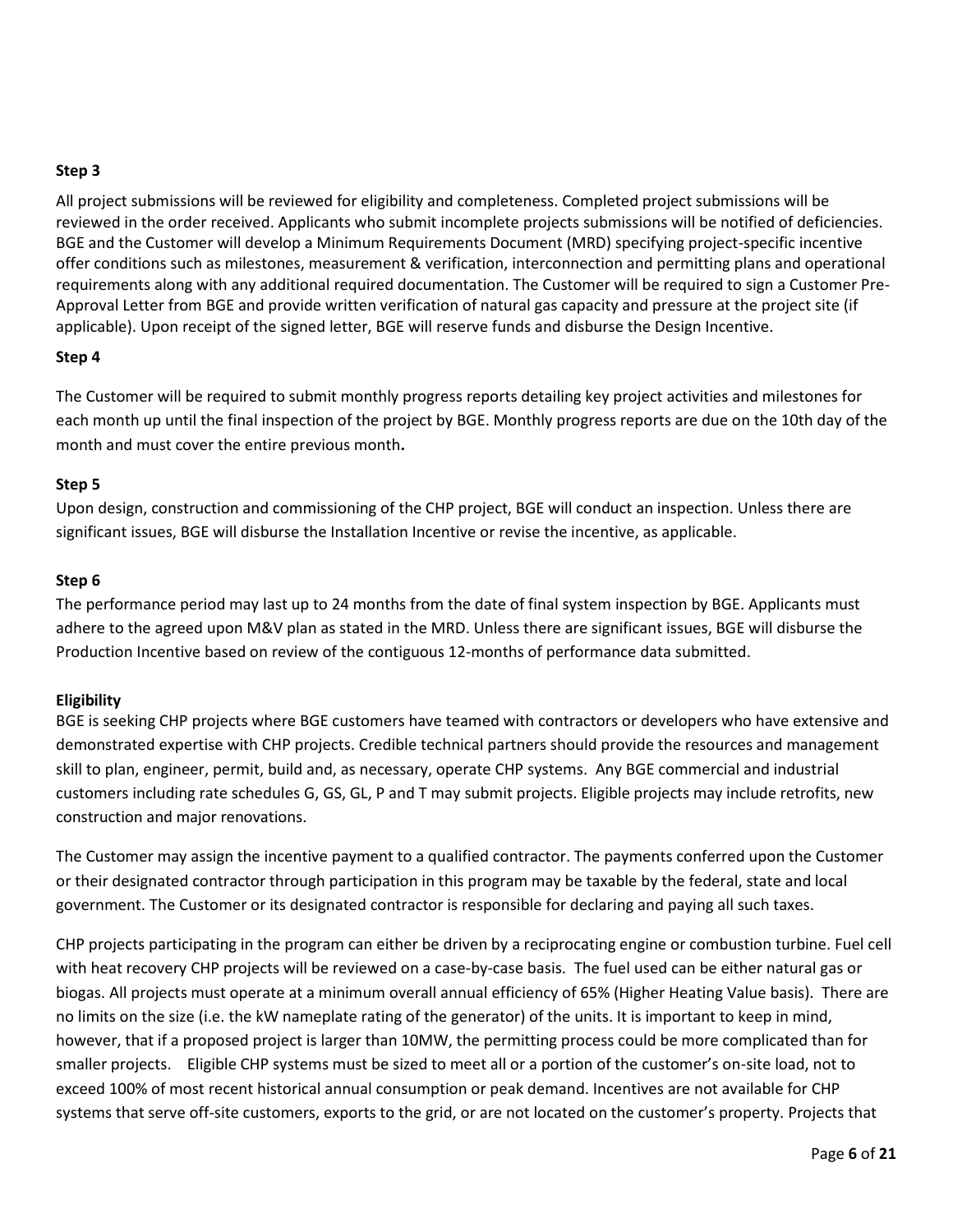**Step 3**

All project submissions will be reviewed for eligibility and completeness. Completed project submissions will be reviewed in the order received. Applicants who submit incomplete projects submissions will be notified of deficiencies. BGE and the Customer will develop a Minimum Requirements Document (MRD) specifying project-specific incentive offer conditions such as milestones, measurement & verification, interconnection and permitting plans and operational requirements along with any additional required documentation. The Customer will be required to sign a Customer Pre-Approval Letter from BGE and provide written verification of natural gas capacity and pressure at the project site (if applicable). Upon receipt of the signed letter, BGE will reserve funds and disburse the Design Incentive.

**Step 4**

The Customer will be required to submit monthly progress reports detailing key project activities and milestones for each month up until the final inspection of the project by BGE. Monthly progress reports are due on the 10th day of the month and must cover the entire previous month**.**

**Step 5**

Upon design, construction and commissioning of the CHP project, BGE will conduct an inspection. Unless there are significant issues, BGE will disburse the Installation Incentive or revise the incentive, as applicable.

**Step 6**

The performance period may last up to 24 months from the date of final system inspection by BGE. Applicants must adhere to the agreed upon M&V plan as stated in the MRD. Unless there are significant issues, BGE will disburse the Production Incentive based on review of the contiguous 12-months of performance data submitted.

**Eligibility**

BGE is seeking CHP projects where BGE customers have teamed with contractors or developers who have extensive and demonstrated expertise with CHP projects. Credible technical partners should provide the resources and management skill to plan, engineer, permit, build and, as necessary, operate CHP systems. Any BGE commercial and industrial customers including rate schedules G, GS, GL, P and T may submit projects. Eligible projects may include retrofits, new construction and major renovations.

The Customer may assign the incentive payment to a qualified contractor. The payments conferred upon the Customer or their designated contractor through participation in this program may be taxable by the federal, state and local government. The Customer or its designated contractor is responsible for declaring and paying all such taxes.

CHP projects participating in the program can either be driven by a reciprocating engine or combustion turbine. Fuel cell with heat recovery CHP projects will be reviewed on a case-by-case basis. The fuel used can be either natural gas or biogas. All projects must operate at a minimum overall annual efficiency of 65% (Higher Heating Value basis). There are no limits on the size (i.e. the kW nameplate rating of the generator) of the units. It is important to keep in mind, however, that if a proposed project is larger than 10MW, the permitting process could be more complicated than for smaller projects. Eligible CHP systems must be sized to meet all or a portion of the customer's on-site load, not to exceed 100% of most recent historical annual consumption or peak demand. Incentives are not available for CHP systems that serve off-site customers, exports to the grid, or are not located on the customer's property. Projects that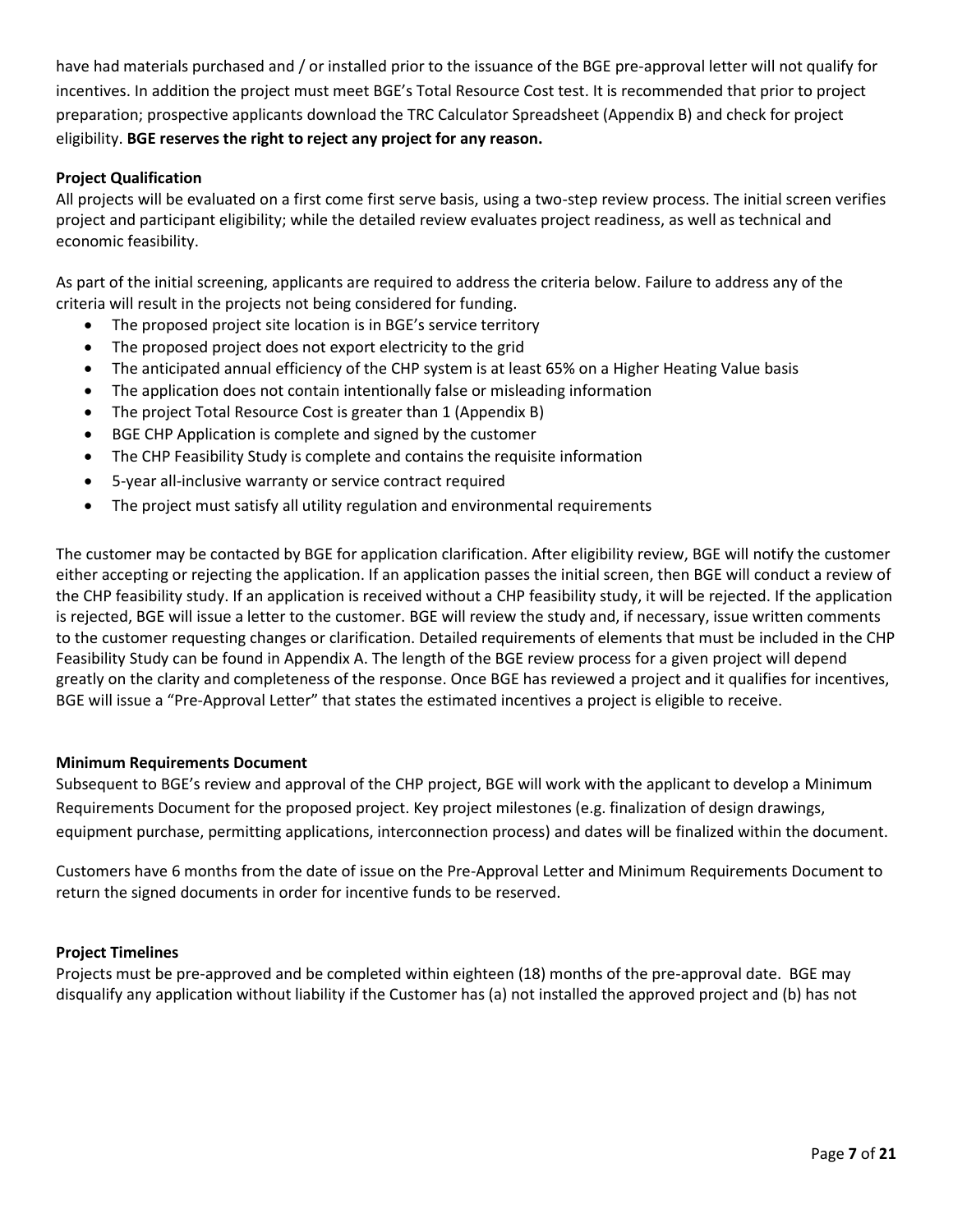have had materials purchased and / or installed prior to the issuance of the BGE pre-approval letter will not qualify for incentives. In addition the project must meet BGE's Total Resource Cost test. It is recommended that prior to project preparation; prospective applicants download the TRC Calculator Spreadsheet (Appendix B) and check for project eligibility. **BGE reserves the right to reject any project for any reason.**

**Project Qualification**

All projects will be evaluated on a first come first serve basis, using a two-step review process. The initial screen verifies project and participant eligibility; while the detailed review evaluates project readiness, as well as technical and economic feasibility.

As part of the initial screening, applicants are required to address the criteria below. Failure to address any of the criteria will result in the projects not being considered for funding.

- The proposed project site location is in BGE's service territory
- The proposed project does not export electricity to the grid
- The anticipated annual efficiency of the CHP system is at least 65% on a Higher Heating Value basis
- The application does not contain intentionally false or misleading information
- The project Total Resource Cost is greater than 1 (Appendix B)
- BGE CHP Application is complete and signed by the customer
- The CHP Feasibility Study is complete and contains the requisite information
- 5-year all-inclusive warranty or service contract required
- The project must satisfy all utility regulation and environmental requirements

The customer may be contacted by BGE for application clarification. After eligibility review, BGE will notify the customer either accepting or rejecting the application. If an application passes the initial screen, then BGE will conduct a review of the CHP feasibility study. If an application is received without a CHP feasibility study, it will be rejected. If the application is rejected, BGE will issue a letter to the customer. BGE will review the study and, if necessary, issue written comments to the customer requesting changes or clarification. Detailed requirements of elements that must be included in the CHP Feasibility Study can be found in Appendix A. The length of the BGE review process for a given project will depend greatly on the clarity and completeness of the response. Once BGE has reviewed a project and it qualifies for incentives, BGE will issue a "Pre-Approval Letter" that states the estimated incentives a project is eligible to receive.

**Minimum Requirements Document**

Subsequent to BGE's review and approval of the CHP project, BGE will work with the applicant to develop a Minimum Requirements Document for the proposed project. Key project milestones (e.g. finalization of design drawings, equipment purchase, permitting applications, interconnection process) and dates will be finalized within the document.

Customers have 6 months from the date of issue on the Pre-Approval Letter and Minimum Requirements Document to return the signed documents in order for incentive funds to be reserved.

**Project Timelines**

Projects must be pre-approved and be completed within eighteen (18) months of the pre-approval date. BGE may disqualify any application without liability if the Customer has (a) not installed the approved project and (b) has not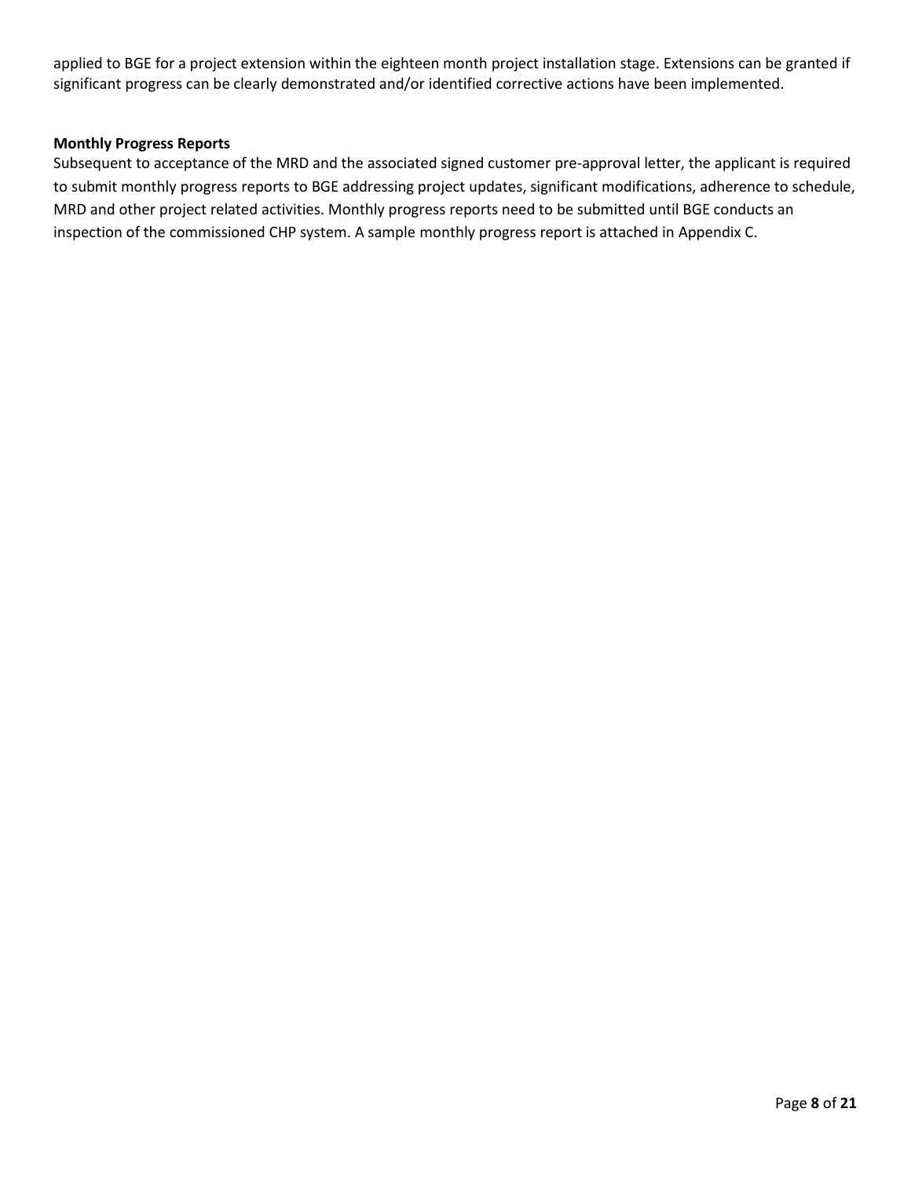applied to BGE for a project extension within the eighteen month project installation stage. Extensions can be granted if significant progress can be clearly demonstrated and/or identified corrective actions have been implemented.

**Monthly Progress Reports**

Subsequent to acceptance of the MRD and the associated signed customer pre-approval letter, the applicant is required to submit monthly progress reports to BGE addressing project updates, significant modifications, adherence to schedule, MRD and other project related activities. Monthly progress reports need to be submitted until BGE conducts an inspection of the commissioned CHP system. A sample monthly progress report is attached in Appendix C.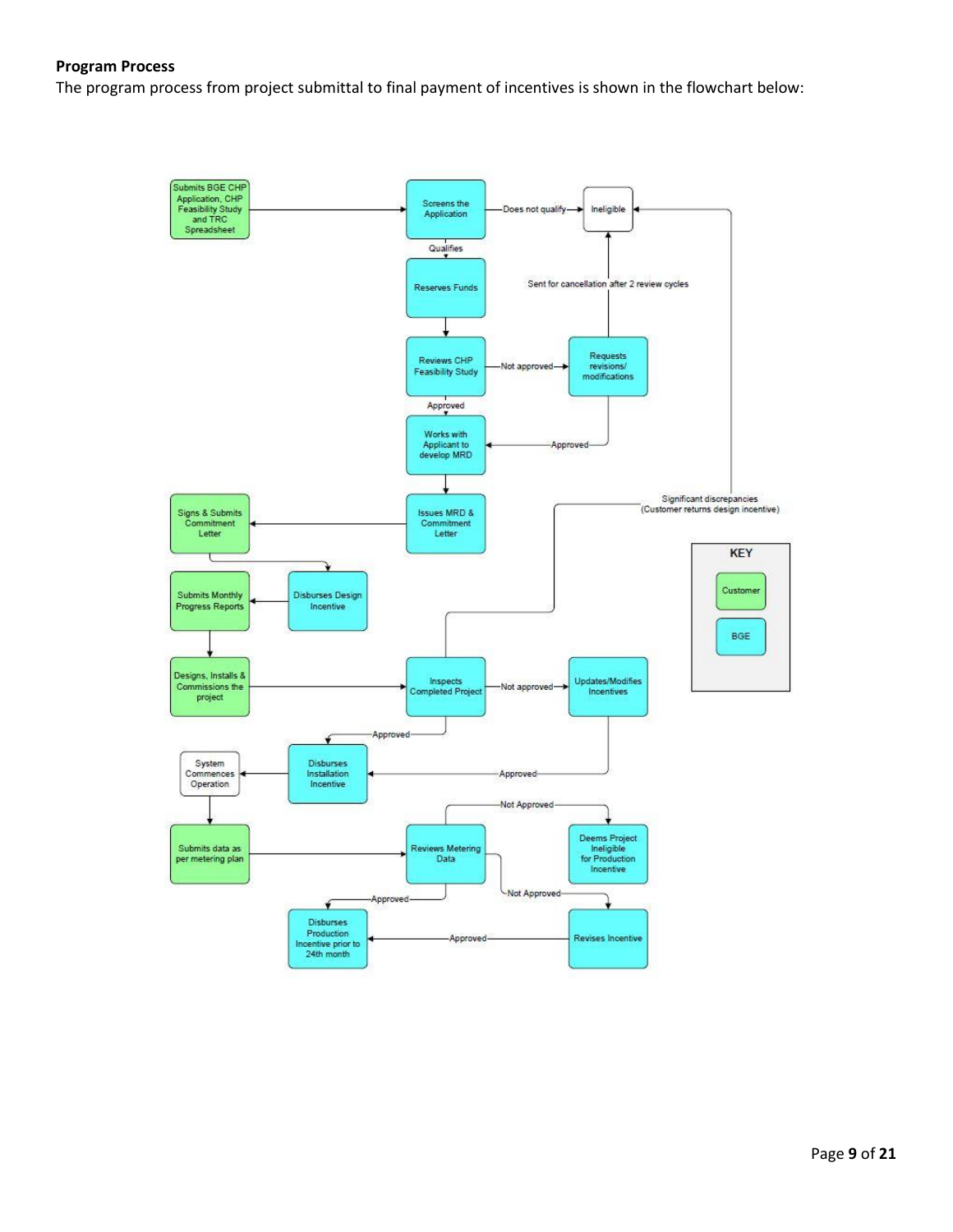**Program Process**

The program process from project submittal to final payment of incentives is shown in the flowchart below: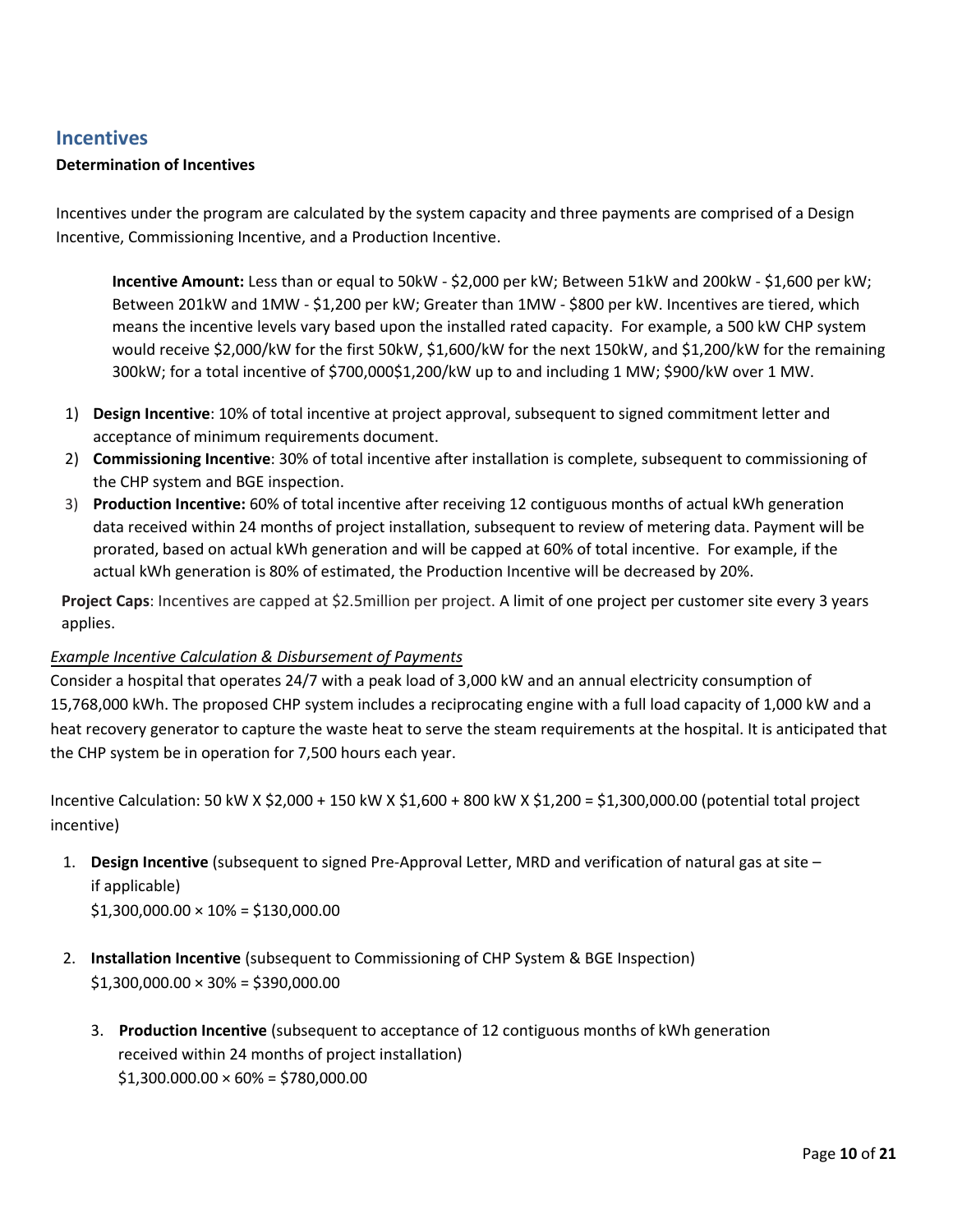## Incentives

**Determination of Incentives**

Incentives under the program are calculated by the system capacity and three payments are comprised of a Design Incentive, Commissioning Incentive, and a Production Incentive.

> **Incentive Amount:** Less than or equal to 50kW - $2,000 per kW; Between 51kW and 200kW - $1,600 per kW; Between 201kW and 1MW - $1,200 per kW; Greater than 1MW - $800 per kW. Incentives are tiered, which means the incentive levels vary based upon the installed rated capacity. For example, a 500 kW CHP system would receive $2,000/kW for the first 50kW, $1,600/kW for the next 150kW, and $1,200/kW for the remaining 300kW; for a total incentive of $700,000$1,200/kW up to and including 1 MW; $900/kW over 1 MW.

1) **Design Incentive**: 10% of total incentive at project approval, subsequent to signed commitment letter and acceptance of minimum requirements document.
2) **Commissioning Incentive**: 30% of total incentive after installation is complete, subsequent to commissioning of the CHP system and BGE inspection.
3) **Production Incentive:** 60% of total incentive after receiving 12 contiguous months of actual kWh generation data received within 24 months of project installation, subsequent to review of metering data. Payment will be prorated, based on actual kWh generation and will be capped at 60% of total incentive. For example, if the actual kWh generation is 80% of estimated, the Production Incentive will be decreased by 20%.

**Project Caps**: Incentives are capped at $2.5million per project. A limit of one project per customer site every 3 years applies.

*Example Incentive Calculation & Disbursement of Payments*

Consider a hospital that operates 24/7 with a peak load of 3,000 kW and an annual electricity consumption of 15,768,000 kWh. The proposed CHP system includes a reciprocating engine with a full load capacity of 1,000 kW and a heat recovery generator to capture the waste heat to serve the steam requirements at the hospital. It is anticipated that the CHP system be in operation for 7,500 hours each year.

Incentive Calculation: 50 kW X $2,000 + 150 kW X $1,600 + 800 kW X $1,200 = $1,300,000.00 (potential total project incentive)

1. **Design Incentive** (subsequent to signed Pre-Approval Letter, MRD and verification of natural gas at site – if applicable)
   $1,300,000.00 × 10% = $130,000.00

2. **Installation Incentive** (subsequent to Commissioning of CHP System & BGE Inspection)
   $1,300,000.00 × 30% = $390,000.00

3. **Production Incentive** (subsequent to acceptance of 12 contiguous months of kWh generation received within 24 months of project installation)
   $1,300.000.00 × 60% = $780,000.00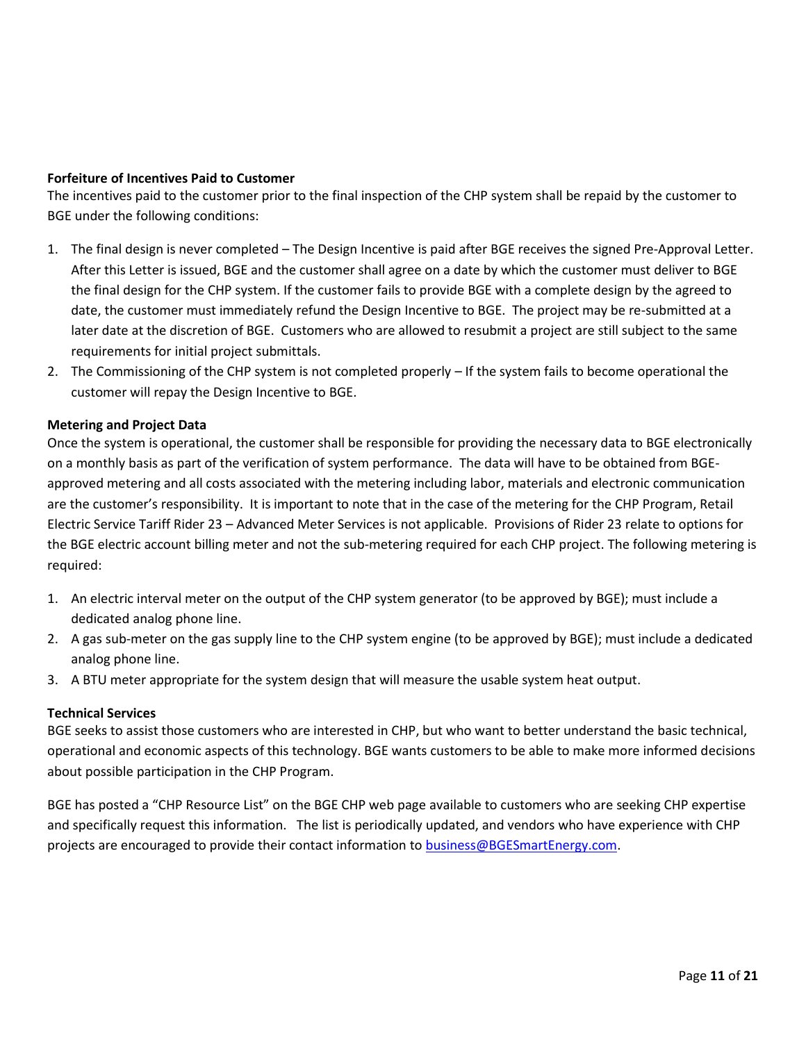**Forfeiture of Incentives Paid to Customer**

The incentives paid to the customer prior to the final inspection of the CHP system shall be repaid by the customer to BGE under the following conditions:

1. The final design is never completed – The Design Incentive is paid after BGE receives the signed Pre-Approval Letter. After this Letter is issued, BGE and the customer shall agree on a date by which the customer must deliver to BGE the final design for the CHP system. If the customer fails to provide BGE with a complete design by the agreed to date, the customer must immediately refund the Design Incentive to BGE. The project may be re-submitted at a later date at the discretion of BGE. Customers who are allowed to resubmit a project are still subject to the same requirements for initial project submittals.
2. The Commissioning of the CHP system is not completed properly – If the system fails to become operational the customer will repay the Design Incentive to BGE.

**Metering and Project Data**

Once the system is operational, the customer shall be responsible for providing the necessary data to BGE electronically on a monthly basis as part of the verification of system performance. The data will have to be obtained from BGE-approved metering and all costs associated with the metering including labor, materials and electronic communication are the customer's responsibility. It is important to note that in the case of the metering for the CHP Program, Retail Electric Service Tariff Rider 23 – Advanced Meter Services is not applicable. Provisions of Rider 23 relate to options for the BGE electric account billing meter and not the sub-metering required for each CHP project. The following metering is required:

1. An electric interval meter on the output of the CHP system generator (to be approved by BGE); must include a dedicated analog phone line.
2. A gas sub-meter on the gas supply line to the CHP system engine (to be approved by BGE); must include a dedicated analog phone line.
3. A BTU meter appropriate for the system design that will measure the usable system heat output.

**Technical Services**

BGE seeks to assist those customers who are interested in CHP, but who want to better understand the basic technical, operational and economic aspects of this technology. BGE wants customers to be able to make more informed decisions about possible participation in the CHP Program.

BGE has posted a "CHP Resource List" on the BGE CHP web page available to customers who are seeking CHP expertise and specifically request this information. The list is periodically updated, and vendors who have experience with CHP projects are encouraged to provide their contact information to business@BGESmartEnergy.com.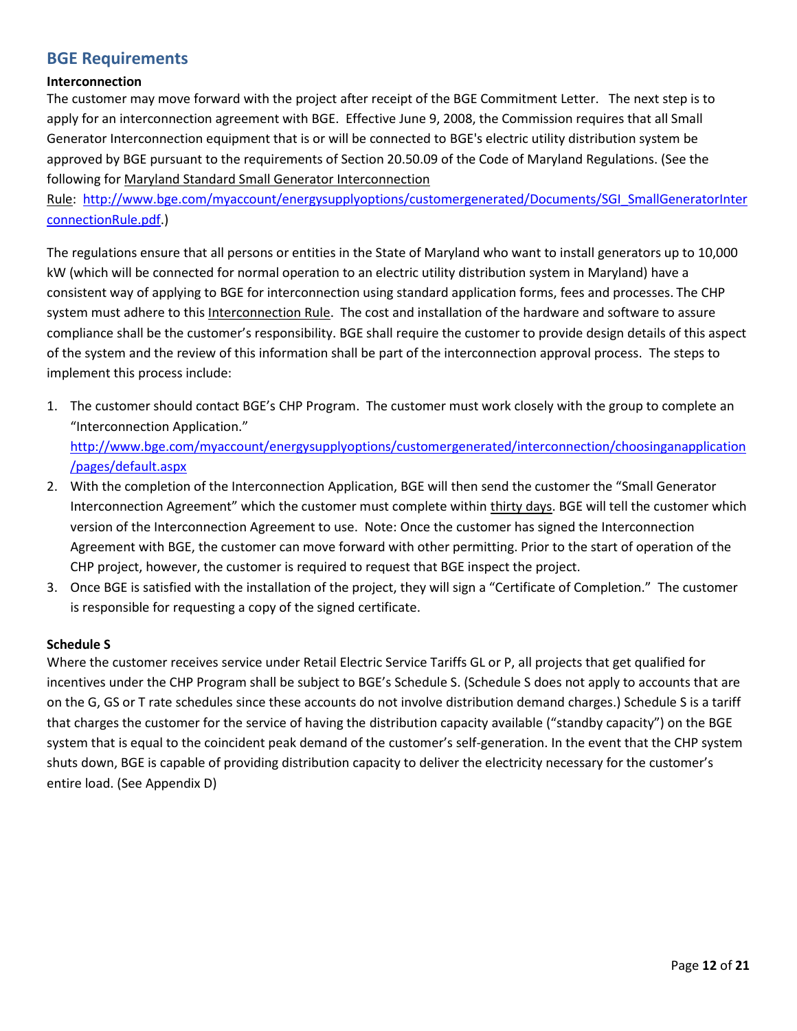## BGE Requirements

**Interconnection**

The customer may move forward with the project after receipt of the BGE Commitment Letter. The next step is to apply for an interconnection agreement with BGE. Effective June 9, 2008, the Commission requires that all Small Generator Interconnection equipment that is or will be connected to BGE's electric utility distribution system be approved by BGE pursuant to the requirements of Section 20.50.09 of the Code of Maryland Regulations. (See the following for Maryland Standard Small Generator Interconnection Rule: http://www.bge.com/myaccount/energysupplyoptions/customergenerated/Documents/SGI_SmallGeneratorInterconnectionRule.pdf.)

The regulations ensure that all persons or entities in the State of Maryland who want to install generators up to 10,000 kW (which will be connected for normal operation to an electric utility distribution system in Maryland) have a consistent way of applying to BGE for interconnection using standard application forms, fees and processes. The CHP system must adhere to this Interconnection Rule. The cost and installation of the hardware and software to assure compliance shall be the customer's responsibility. BGE shall require the customer to provide design details of this aspect of the system and the review of this information shall be part of the interconnection approval process. The steps to implement this process include:

1. The customer should contact BGE's CHP Program. The customer must work closely with the group to complete an "Interconnection Application." http://www.bge.com/myaccount/energysupplyoptions/customergenerated/interconnection/choosinganapplication/pages/default.aspx
2. With the completion of the Interconnection Application, BGE will then send the customer the "Small Generator Interconnection Agreement" which the customer must complete within thirty days. BGE will tell the customer which version of the Interconnection Agreement to use. Note: Once the customer has signed the Interconnection Agreement with BGE, the customer can move forward with other permitting. Prior to the start of operation of the CHP project, however, the customer is required to request that BGE inspect the project.
3. Once BGE is satisfied with the installation of the project, they will sign a "Certificate of Completion." The customer is responsible for requesting a copy of the signed certificate.

**Schedule S**

Where the customer receives service under Retail Electric Service Tariffs GL or P, all projects that get qualified for incentives under the CHP Program shall be subject to BGE's Schedule S. (Schedule S does not apply to accounts that are on the G, GS or T rate schedules since these accounts do not involve distribution demand charges.) Schedule S is a tariff that charges the customer for the service of having the distribution capacity available ("standby capacity") on the BGE system that is equal to the coincident peak demand of the customer's self-generation. In the event that the CHP system shuts down, BGE is capable of providing distribution capacity to deliver the electricity necessary for the customer's entire load. (See Appendix D)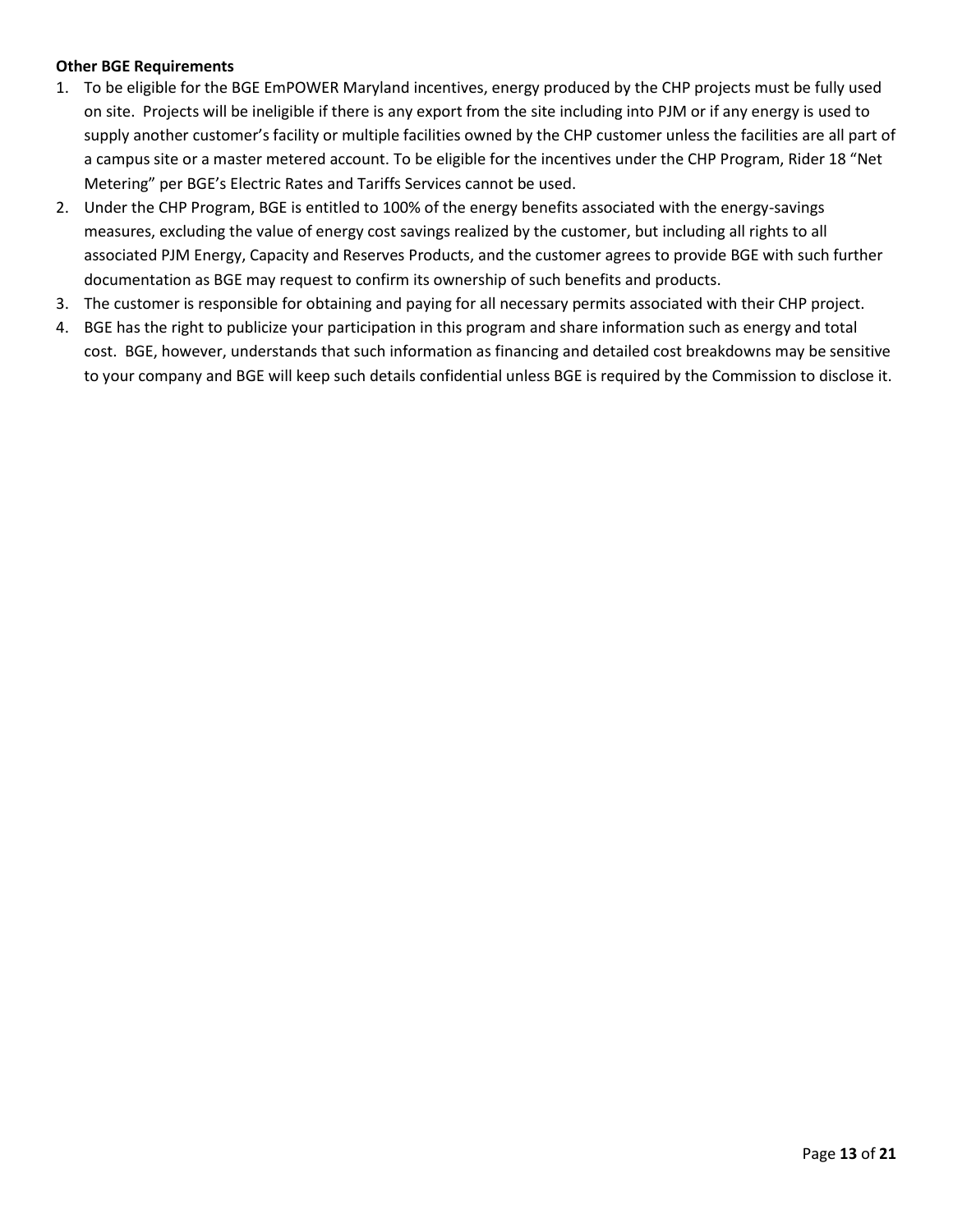**Other BGE Requirements**

1. To be eligible for the BGE EmPOWER Maryland incentives, energy produced by the CHP projects must be fully used on site. Projects will be ineligible if there is any export from the site including into PJM or if any energy is used to supply another customer's facility or multiple facilities owned by the CHP customer unless the facilities are all part of a campus site or a master metered account. To be eligible for the incentives under the CHP Program, Rider 18 "Net Metering" per BGE's Electric Rates and Tariffs Services cannot be used.
2. Under the CHP Program, BGE is entitled to 100% of the energy benefits associated with the energy-savings measures, excluding the value of energy cost savings realized by the customer, but including all rights to all associated PJM Energy, Capacity and Reserves Products, and the customer agrees to provide BGE with such further documentation as BGE may request to confirm its ownership of such benefits and products.
3. The customer is responsible for obtaining and paying for all necessary permits associated with their CHP project.
4. BGE has the right to publicize your participation in this program and share information such as energy and total cost. BGE, however, understands that such information as financing and detailed cost breakdowns may be sensitive to your company and BGE will keep such details confidential unless BGE is required by the Commission to disclose it.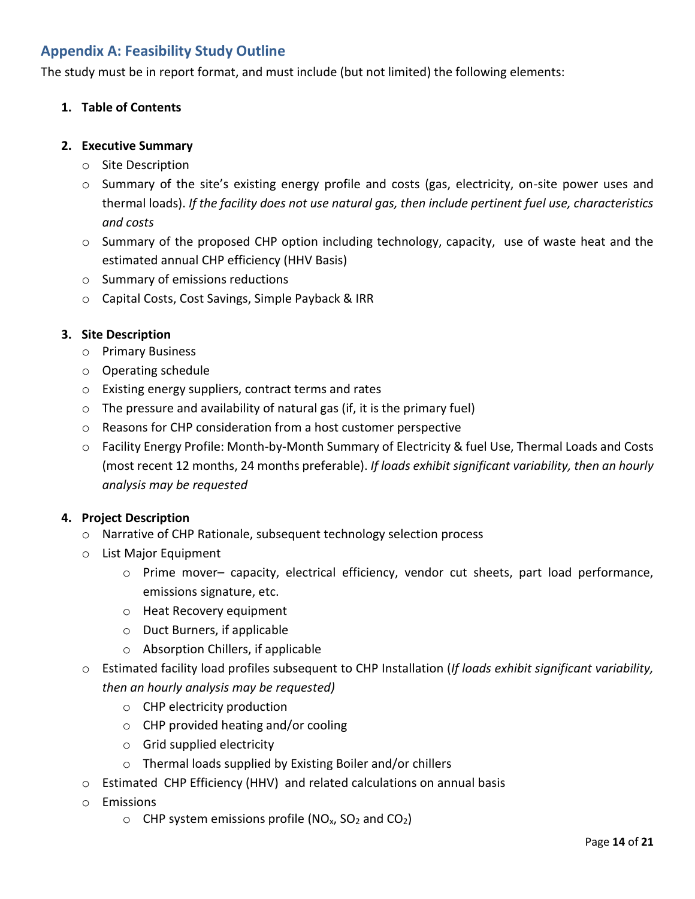## Appendix A: Feasibility Study Outline

The study must be in report format, and must include (but not limited) the following elements:

1. **Table of Contents**

2. **Executive Summary**
    - Site Description
    - Summary of the site's existing energy profile and costs (gas, electricity, on-site power uses and thermal loads). *If the facility does not use natural gas, then include pertinent fuel use, characteristics and costs*
    - Summary of the proposed CHP option including technology, capacity, use of waste heat and the estimated annual CHP efficiency (HHV Basis)
    - Summary of emissions reductions
    - Capital Costs, Cost Savings, Simple Payback & IRR

3. **Site Description**
    - Primary Business
    - Operating schedule
    - Existing energy suppliers, contract terms and rates
    - The pressure and availability of natural gas (if, it is the primary fuel)
    - Reasons for CHP consideration from a host customer perspective
    - Facility Energy Profile: Month-by-Month Summary of Electricity & fuel Use, Thermal Loads and Costs (most recent 12 months, 24 months preferable). *If loads exhibit significant variability, then an hourly analysis may be requested*

4. **Project Description**
    - Narrative of CHP Rationale, subsequent technology selection process
    - List Major Equipment
        - Prime mover– capacity, electrical efficiency, vendor cut sheets, part load performance, emissions signature, etc.
        - Heat Recovery equipment
        - Duct Burners, if applicable
        - Absorption Chillers, if applicable
    - Estimated facility load profiles subsequent to CHP Installation (*If loads exhibit significant variability, then an hourly analysis may be requested)*
        - CHP electricity production
        - CHP provided heating and/or cooling
        - Grid supplied electricity
        - Thermal loads supplied by Existing Boiler and/or chillers
    - Estimated CHP Efficiency (HHV) and related calculations on annual basis
    - Emissions
        - CHP system emissions profile ($NO_x$, $SO_2$ and $CO_2$)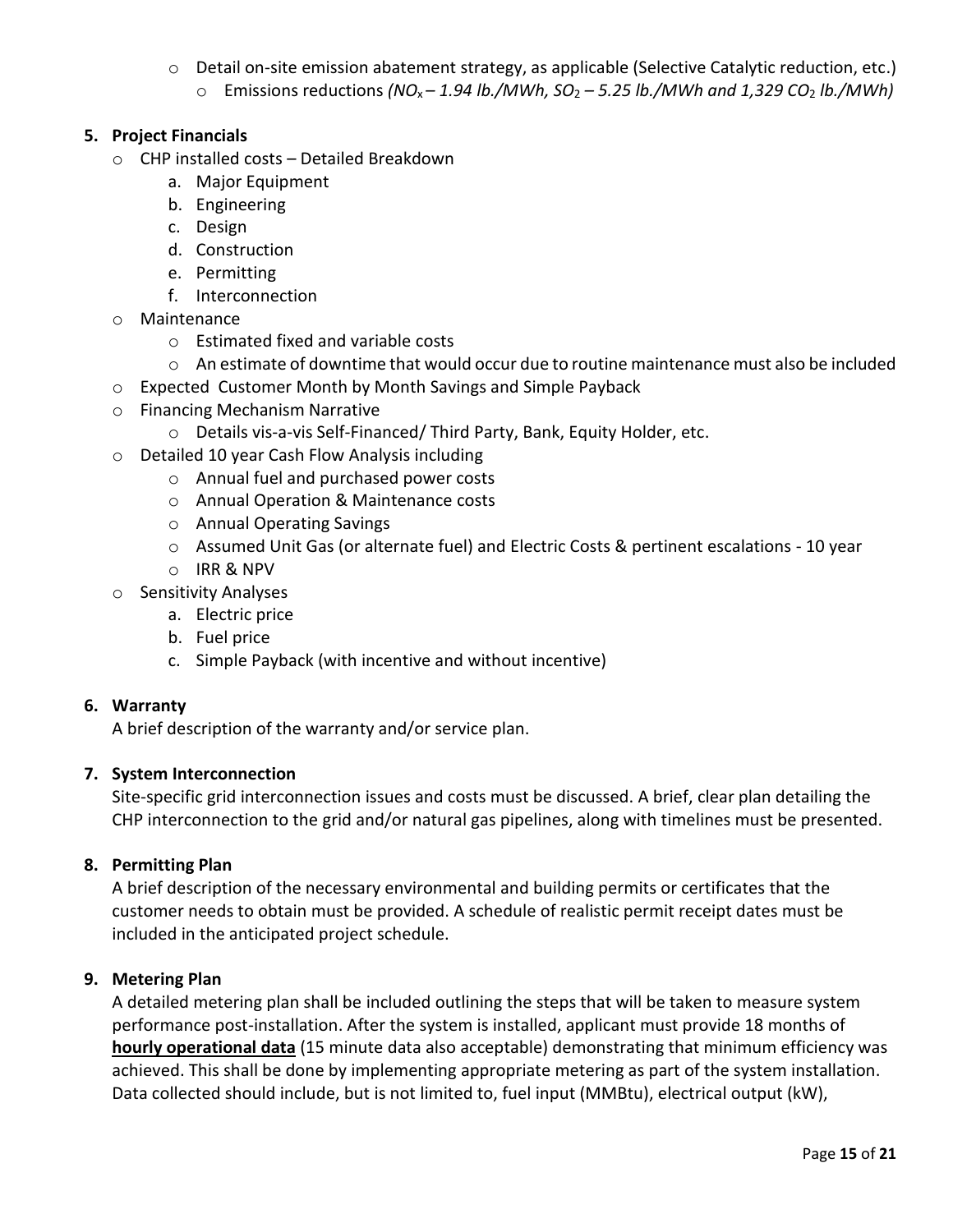- Detail on-site emission abatement strategy, as applicable (Selective Catalytic reduction, etc.)
    - Emissions reductions *($NO_x$ – 1.94 lb./MWh, $SO_2$ – 5.25 lb./MWh and 1,329 $CO_2$ lb./MWh)*

**5. Project Financials**

- CHP installed costs – Detailed Breakdown
    a. Major Equipment
    b. Engineering
    c. Design
    d. Construction
    e. Permitting
    f. Interconnection
- Maintenance
    - Estimated fixed and variable costs
    - An estimate of downtime that would occur due to routine maintenance must also be included
- Expected Customer Month by Month Savings and Simple Payback
- Financing Mechanism Narrative
    - Details vis-a-vis Self-Financed/ Third Party, Bank, Equity Holder, etc.
- Detailed 10 year Cash Flow Analysis including
    - Annual fuel and purchased power costs
    - Annual Operation & Maintenance costs
    - Annual Operating Savings
    - Assumed Unit Gas (or alternate fuel) and Electric Costs & pertinent escalations - 10 year
    - IRR & NPV
- Sensitivity Analyses
    a. Electric price
    b. Fuel price
    c. Simple Payback (with incentive and without incentive)

**6. Warranty**

A brief description of the warranty and/or service plan.

**7. System Interconnection**

Site-specific grid interconnection issues and costs must be discussed. A brief, clear plan detailing the CHP interconnection to the grid and/or natural gas pipelines, along with timelines must be presented.

**8. Permitting Plan**

A brief description of the necessary environmental and building permits or certificates that the customer needs to obtain must be provided. A schedule of realistic permit receipt dates must be included in the anticipated project schedule.

**9. Metering Plan**

A detailed metering plan shall be included outlining the steps that will be taken to measure system performance post-installation. After the system is installed, applicant must provide 18 months of **hourly operational data** (15 minute data also acceptable) demonstrating that minimum efficiency was achieved. This shall be done by implementing appropriate metering as part of the system installation. Data collected should include, but is not limited to, fuel input (MMBtu), electrical output (kW),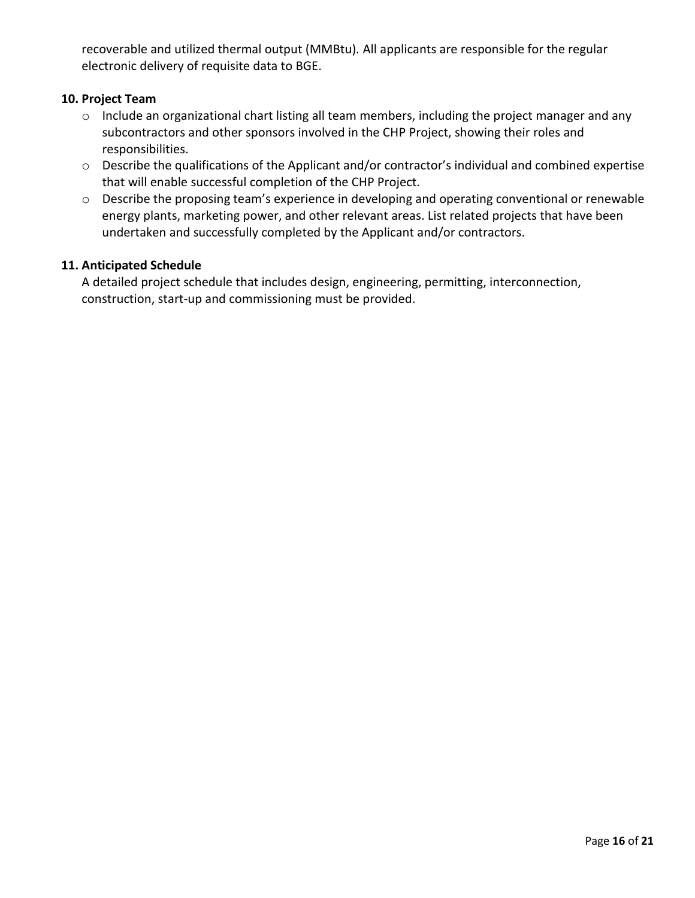recoverable and utilized thermal output (MMBtu). All applicants are responsible for the regular electronic delivery of requisite data to BGE.

**10. Project Team**

- Include an organizational chart listing all team members, including the project manager and any subcontractors and other sponsors involved in the CHP Project, showing their roles and responsibilities.
- Describe the qualifications of the Applicant and/or contractor's individual and combined expertise that will enable successful completion of the CHP Project.
- Describe the proposing team's experience in developing and operating conventional or renewable energy plants, marketing power, and other relevant areas. List related projects that have been undertaken and successfully completed by the Applicant and/or contractors.

**11. Anticipated Schedule**

A detailed project schedule that includes design, engineering, permitting, interconnection, construction, start-up and commissioning must be provided.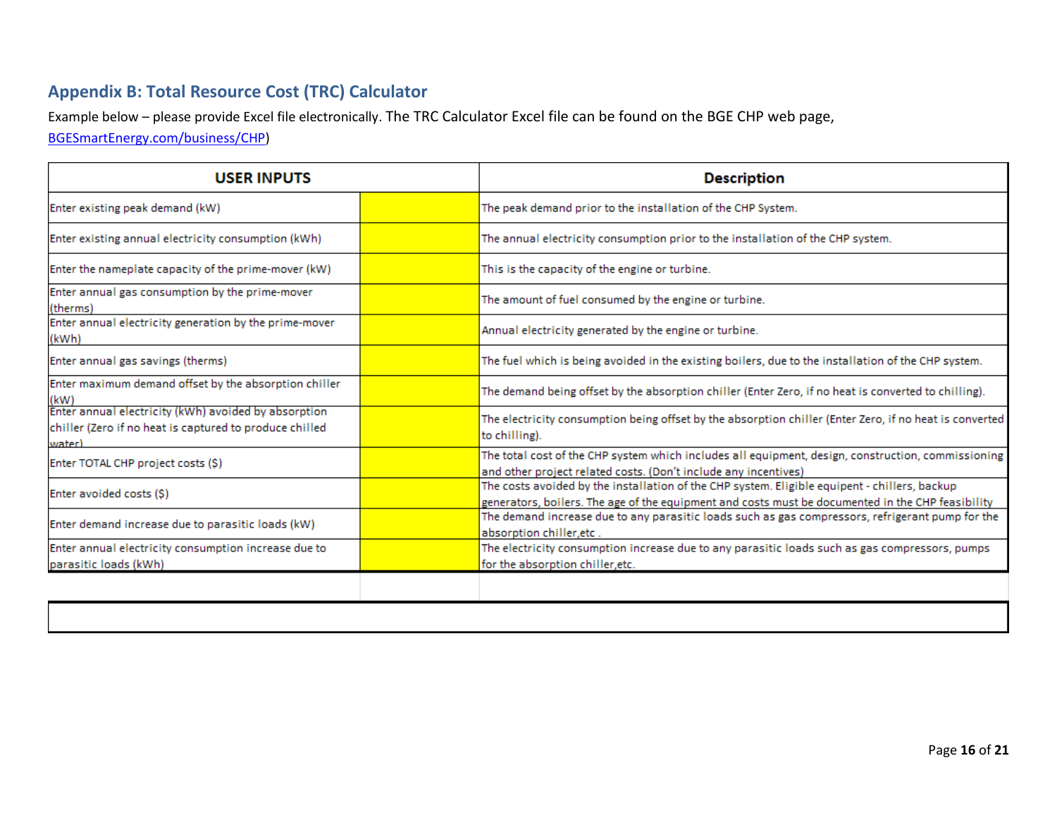## Appendix B: Total Resource Cost (TRC) Calculator

Example below – please provide Excel file electronically. The TRC Calculator Excel file can be found on the BGE CHP web page, BGESmartEnergy.com/business/CHP)

| USER INPUTS | | Description |
|---|---|---|
| Enter existing peak demand (kW) | | The peak demand prior to the installation of the CHP System. |
| Enter existing annual electricity consumption (kWh) | | The annual electricity consumption prior to the installation of the CHP system. |
| Enter the nameplate capacity of the prime-mover (kW) | | This is the capacity of the engine or turbine. |
| Enter annual gas consumption by the prime-mover (therms) | | The amount of fuel consumed by the engine or turbine. |
| Enter annual electricity generation by the prime-mover (kWh) | | Annual electricity generated by the engine or turbine. |
| Enter annual gas savings (therms) | | The fuel which is being avoided in the existing boilers, due to the installation of the CHP system. |
| Enter maximum demand offset by the absorption chiller (kW) | | The demand being offset by the absorption chiller (Enter Zero, if no heat is converted to chilling). |
| Enter annual electricity (kWh) avoided by absorption chiller (Zero if no heat is captured to produce chilled water) | | The electricity consumption being offset by the absorption chiller (Enter Zero, if no heat is converted to chilling). |
| Enter TOTAL CHP project costs ($) | | The total cost of the CHP system which includes all equipment, design, construction, commissioning and other project related costs. (Don't include any incentives) |
| Enter avoided costs ($) | | The costs avoided by the installation of the CHP system. Eligible equipent - chillers, backup generators, boilers. The age of the equipment and costs must be documented in the CHP feasibility |
| Enter demand increase due to parasitic loads (kW) | | The demand increase due to any parasitic loads such as gas compressors, refrigerant pump for the absorption chiller,etc . |
| Enter annual electricity consumption increase due to parasitic loads (kWh) | | The electricity consumption increase due to any parasitic loads such as gas compressors, pumps for the absorption chiller,etc. |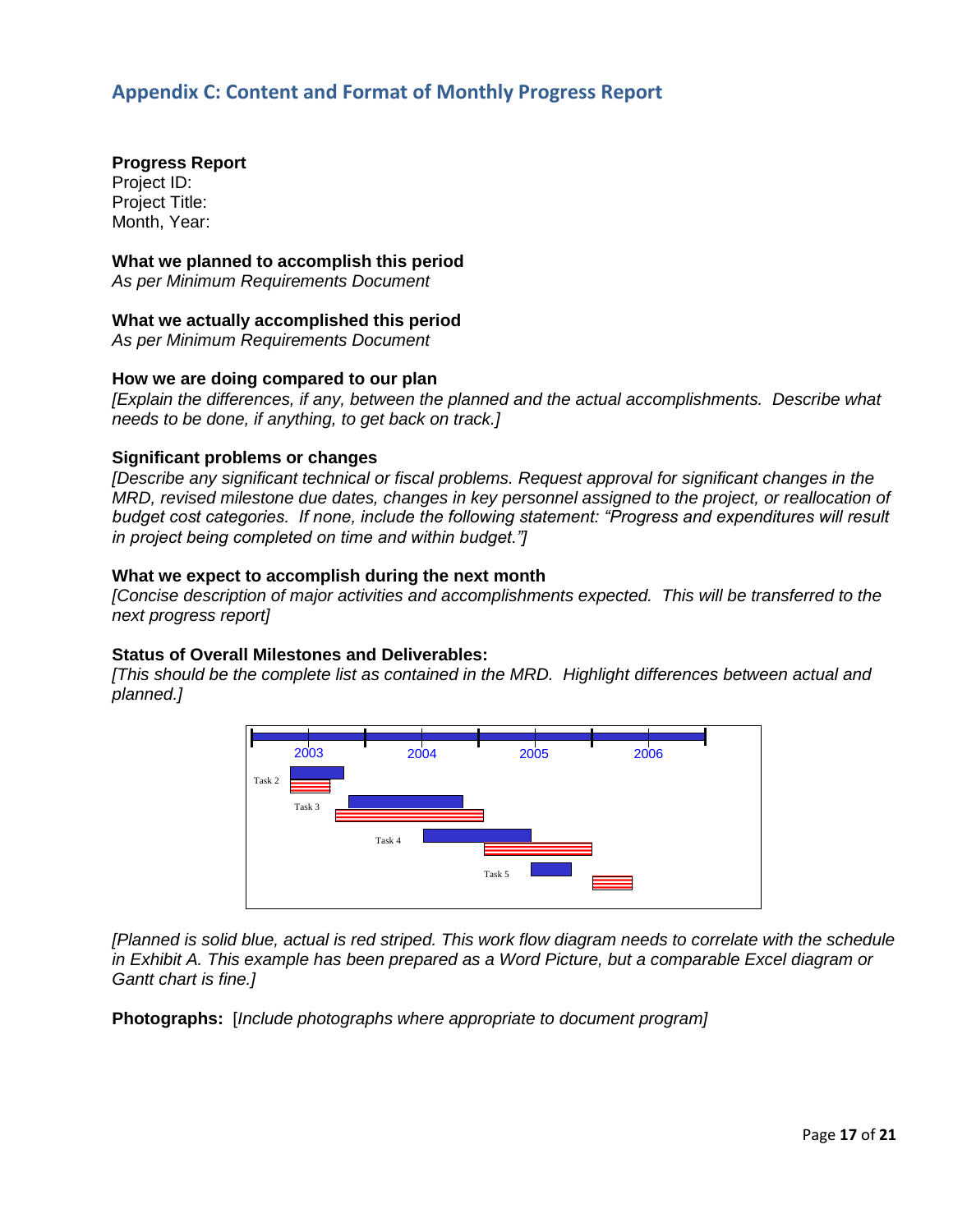## Appendix C: Content and Format of Monthly Progress Report

**Progress Report**
Project ID:
Project Title:
Month, Year:

**What we planned to accomplish this period**
*As per Minimum Requirements Document*

**What we actually accomplished this period**
*As per Minimum Requirements Document*

**How we are doing compared to our plan**
*[Explain the differences, if any, between the planned and the actual accomplishments. Describe what needs to be done, if anything, to get back on track.]*

**Significant problems or changes**
*[Describe any significant technical or fiscal problems. Request approval for significant changes in the MRD, revised milestone due dates, changes in key personnel assigned to the project, or reallocation of budget cost categories. If none, include the following statement: "Progress and expenditures will result in project being completed on time and within budget."]*

**What we expect to accomplish during the next month**
*[Concise description of major activities and accomplishments expected. This will be transferred to the next progress report]*

**Status of Overall Milestones and Deliverables:**
*[This should be the complete list as contained in the MRD. Highlight differences between actual and planned.]*

2003 2004 2005 2006

Task 2

Task 3

Task 4

Task 5

*[Planned is solid blue, actual is red striped. This work flow diagram needs to correlate with the schedule in Exhibit A. This example has been prepared as a Word Picture, but a comparable Excel diagram or Gantt chart is fine.]*

**Photographs:** [*Include photographs where appropriate to document program]*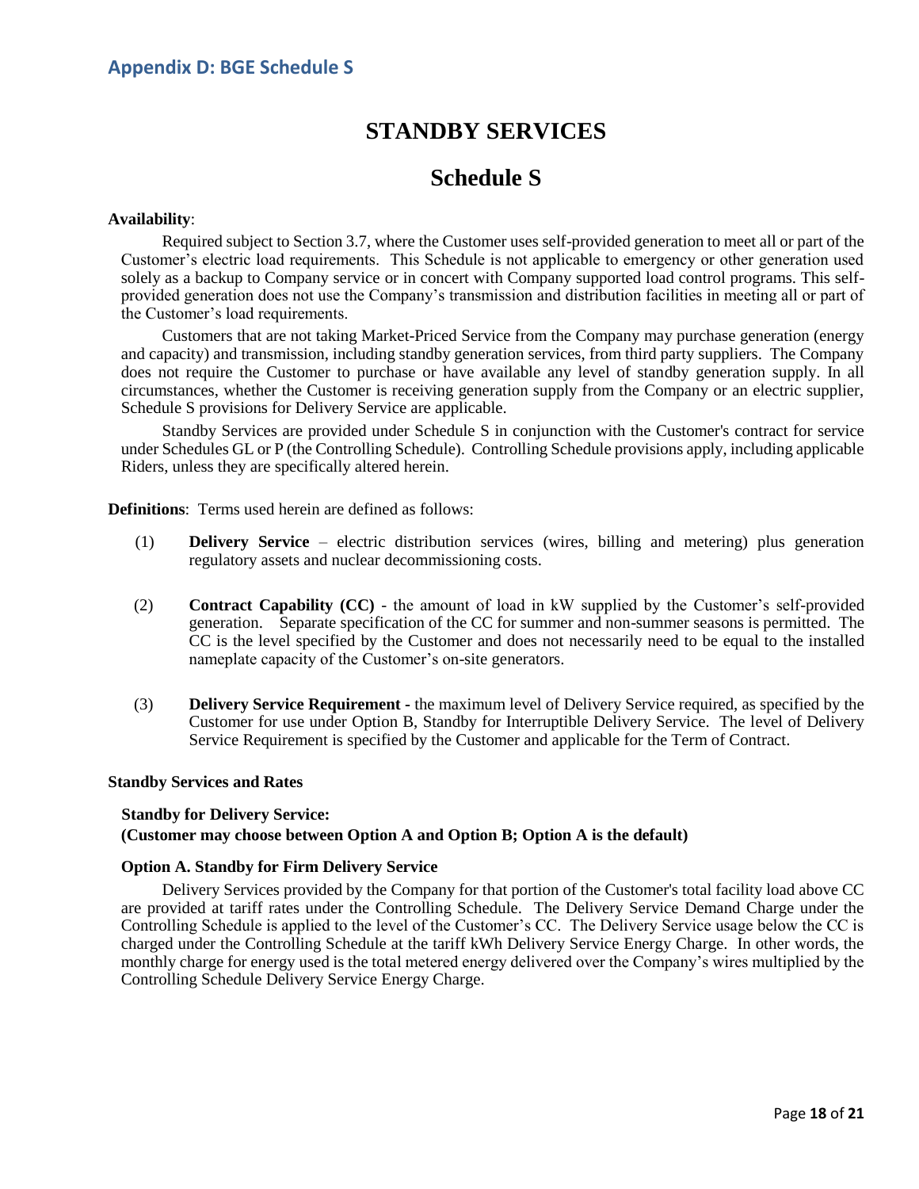## Appendix D: BGE Schedule S

# STANDBY SERVICES

# Schedule S

**Availability**:

Required subject to Section 3.7, where the Customer uses self-provided generation to meet all or part of the Customer's electric load requirements. This Schedule is not applicable to emergency or other generation used solely as a backup to Company service or in concert with Company supported load control programs. This self-provided generation does not use the Company's transmission and distribution facilities in meeting all or part of the Customer's load requirements.

Customers that are not taking Market-Priced Service from the Company may purchase generation (energy and capacity) and transmission, including standby generation services, from third party suppliers. The Company does not require the Customer to purchase or have available any level of standby generation supply. In all circumstances, whether the Customer is receiving generation supply from the Company or an electric supplier, Schedule S provisions for Delivery Service are applicable.

Standby Services are provided under Schedule S in conjunction with the Customer's contract for service under Schedules GL or P (the Controlling Schedule). Controlling Schedule provisions apply, including applicable Riders, unless they are specifically altered herein.

**Definitions**: Terms used herein are defined as follows:

(1) **Delivery Service** – electric distribution services (wires, billing and metering) plus generation regulatory assets and nuclear decommissioning costs.

(2) **Contract Capability (CC)** - the amount of load in kW supplied by the Customer's self-provided generation. Separate specification of the CC for summer and non-summer seasons is permitted. The CC is the level specified by the Customer and does not necessarily need to be equal to the installed nameplate capacity of the Customer's on-site generators.

(3) **Delivery Service Requirement -** the maximum level of Delivery Service required, as specified by the Customer for use under Option B, Standby for Interruptible Delivery Service. The level of Delivery Service Requirement is specified by the Customer and applicable for the Term of Contract.

**Standby Services and Rates**

**Standby for Delivery Service:**
**(Customer may choose between Option A and Option B; Option A is the default)**

**Option A. Standby for Firm Delivery Service**

Delivery Services provided by the Company for that portion of the Customer's total facility load above CC are provided at tariff rates under the Controlling Schedule. The Delivery Service Demand Charge under the Controlling Schedule is applied to the level of the Customer's CC. The Delivery Service usage below the CC is charged under the Controlling Schedule at the tariff kWh Delivery Service Energy Charge. In other words, the monthly charge for energy used is the total metered energy delivered over the Company's wires multiplied by the Controlling Schedule Delivery Service Energy Charge.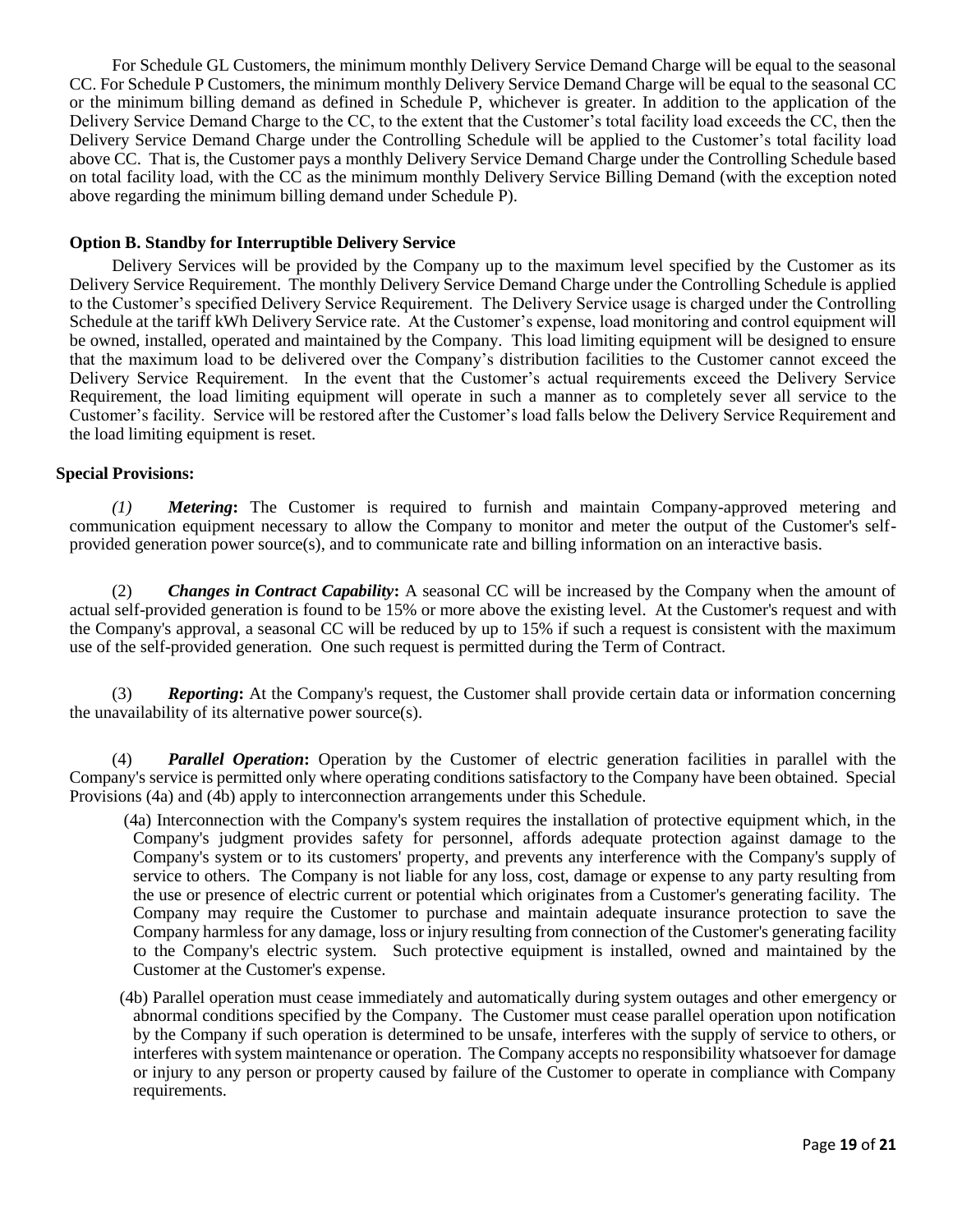For Schedule GL Customers, the minimum monthly Delivery Service Demand Charge will be equal to the seasonal CC. For Schedule P Customers, the minimum monthly Delivery Service Demand Charge will be equal to the seasonal CC or the minimum billing demand as defined in Schedule P, whichever is greater. In addition to the application of the Delivery Service Demand Charge to the CC, to the extent that the Customer's total facility load exceeds the CC, then the Delivery Service Demand Charge under the Controlling Schedule will be applied to the Customer's total facility load above CC. That is, the Customer pays a monthly Delivery Service Demand Charge under the Controlling Schedule based on total facility load, with the CC as the minimum monthly Delivery Service Billing Demand (with the exception noted above regarding the minimum billing demand under Schedule P).

### Option B. Standby for Interruptible Delivery Service

Delivery Services will be provided by the Company up to the maximum level specified by the Customer as its Delivery Service Requirement. The monthly Delivery Service Demand Charge under the Controlling Schedule is applied to the Customer's specified Delivery Service Requirement. The Delivery Service usage is charged under the Controlling Schedule at the tariff kWh Delivery Service rate. At the Customer's expense, load monitoring and control equipment will be owned, installed, operated and maintained by the Company. This load limiting equipment will be designed to ensure that the maximum load to be delivered over the Company's distribution facilities to the Customer cannot exceed the Delivery Service Requirement. In the event that the Customer's actual requirements exceed the Delivery Service Requirement, the load limiting equipment will operate in such a manner as to completely sever all service to the Customer's facility. Service will be restored after the Customer's load falls below the Delivery Service Requirement and the load limiting equipment is reset.

### Special Provisions:

*(1)* ***Metering*:** The Customer is required to furnish and maintain Company-approved metering and communication equipment necessary to allow the Company to monitor and meter the output of the Customer's self-provided generation power source(s), and to communicate rate and billing information on an interactive basis.

(2) ***Changes in Contract Capability*:** A seasonal CC will be increased by the Company when the amount of actual self-provided generation is found to be 15% or more above the existing level. At the Customer's request and with the Company's approval, a seasonal CC will be reduced by up to 15% if such a request is consistent with the maximum use of the self-provided generation. One such request is permitted during the Term of Contract.

(3) ***Reporting*:** At the Company's request, the Customer shall provide certain data or information concerning the unavailability of its alternative power source(s).

(4) ***Parallel Operation*:** Operation by the Customer of electric generation facilities in parallel with the Company's service is permitted only where operating conditions satisfactory to the Company have been obtained. Special Provisions (4a) and (4b) apply to interconnection arrangements under this Schedule.

(4a) Interconnection with the Company's system requires the installation of protective equipment which, in the Company's judgment provides safety for personnel, affords adequate protection against damage to the Company's system or to its customers' property, and prevents any interference with the Company's supply of service to others. The Company is not liable for any loss, cost, damage or expense to any party resulting from the use or presence of electric current or potential which originates from a Customer's generating facility. The Company may require the Customer to purchase and maintain adequate insurance protection to save the Company harmless for any damage, loss or injury resulting from connection of the Customer's generating facility to the Company's electric system. Such protective equipment is installed, owned and maintained by the Customer at the Customer's expense.

(4b) Parallel operation must cease immediately and automatically during system outages and other emergency or abnormal conditions specified by the Company. The Customer must cease parallel operation upon notification by the Company if such operation is determined to be unsafe, interferes with the supply of service to others, or interferes with system maintenance or operation. The Company accepts no responsibility whatsoever for damage or injury to any person or property caused by failure of the Customer to operate in compliance with Company requirements.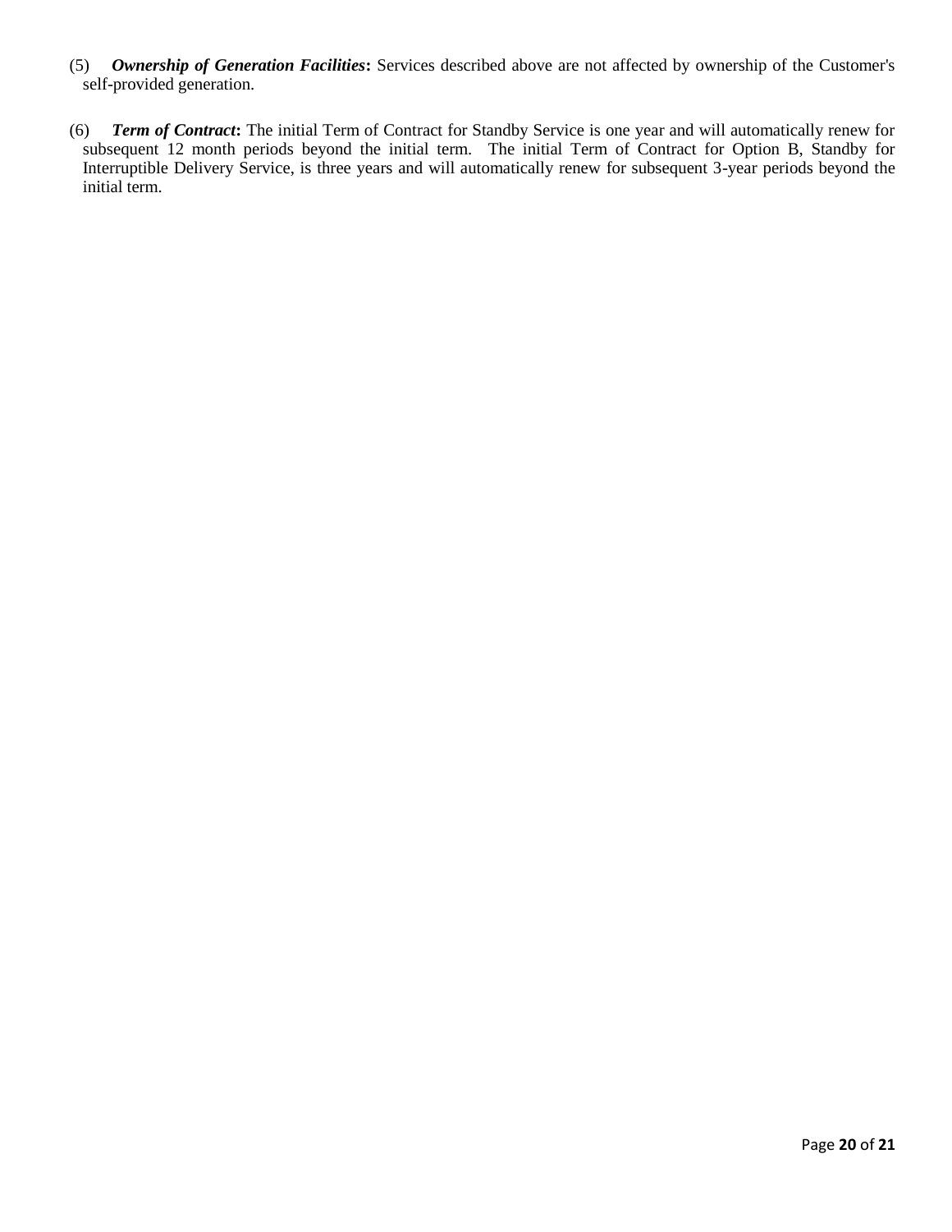(5) ***Ownership of Generation Facilities*:** Services described above are not affected by ownership of the Customer's self-provided generation.

(6) ***Term of Contract*:** The initial Term of Contract for Standby Service is one year and will automatically renew for subsequent 12 month periods beyond the initial term. The initial Term of Contract for Option B, Standby for Interruptible Delivery Service, is three years and will automatically renew for subsequent 3-year periods beyond the initial term.